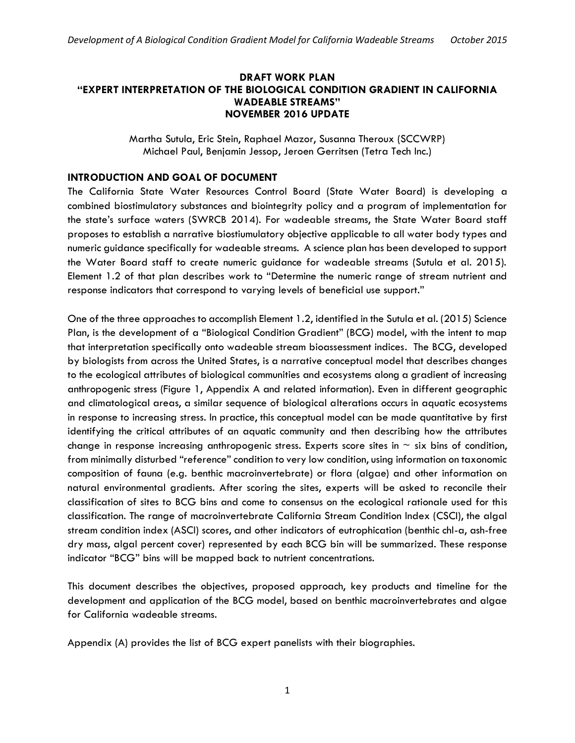# DRAFT WORK PLAN
# "EXPERT INTERPRETATION OF THE BIOLOGICAL CONDITION GRADIENT IN CALIFORNIA WADEABLE STREAMS"
# NOVEMBER 2016 UPDATE

Martha Sutula, Eric Stein, Raphael Mazor, Susanna Theroux (SCCWRP)
Michael Paul, Benjamin Jessop, Jeroen Gerritsen (Tetra Tech Inc.)

## INTRODUCTION AND GOAL OF DOCUMENT

The California State Water Resources Control Board (State Water Board) is developing a combined biostimulatory substances and biointegrity policy and a program of implementation for the state's surface waters (SWRCB 2014). For wadeable streams, the State Water Board staff proposes to establish a narrative biostiumulatory objective applicable to all water body types and numeric guidance specifically for wadeable streams. A science plan has been developed to support the Water Board staff to create numeric guidance for wadeable streams (Sutula et al. 2015). Element 1.2 of that plan describes work to "Determine the numeric range of stream nutrient and response indicators that correspond to varying levels of beneficial use support."

One of the three approaches to accomplish Element 1.2, identified in the Sutula et al. (2015) Science Plan, is the development of a "Biological Condition Gradient" (BCG) model, with the intent to map that interpretation specifically onto wadeable stream bioassessment indices. The BCG, developed by biologists from across the United States, is a narrative conceptual model that describes changes to the ecological attributes of biological communities and ecosystems along a gradient of increasing anthropogenic stress (Figure 1, Appendix A and related information). Even in different geographic and climatological areas, a similar sequence of biological alterations occurs in aquatic ecosystems in response to increasing stress. In practice, this conceptual model can be made quantitative by first identifying the critical attributes of an aquatic community and then describing how the attributes change in response increasing anthropogenic stress. Experts score sites in ~ six bins of condition, from minimally disturbed "reference" condition to very low condition, using information on taxonomic composition of fauna (e.g. benthic macroinvertebrate) or flora (algae) and other information on natural environmental gradients. After scoring the sites, experts will be asked to reconcile their classification of sites to BCG bins and come to consensus on the ecological rationale used for this classification. The range of macroinvertebrate California Stream Condition Index (CSCI), the algal stream condition index (ASCI) scores, and other indicators of eutrophication (benthic chl-a, ash-free dry mass, algal percent cover) represented by each BCG bin will be summarized. These response indicator "BCG" bins will be mapped back to nutrient concentrations.

This document describes the objectives, proposed approach, key products and timeline for the development and application of the BCG model, based on benthic macroinvertebrates and algae for California wadeable streams.

Appendix (A) provides the list of BCG expert panelists with their biographies.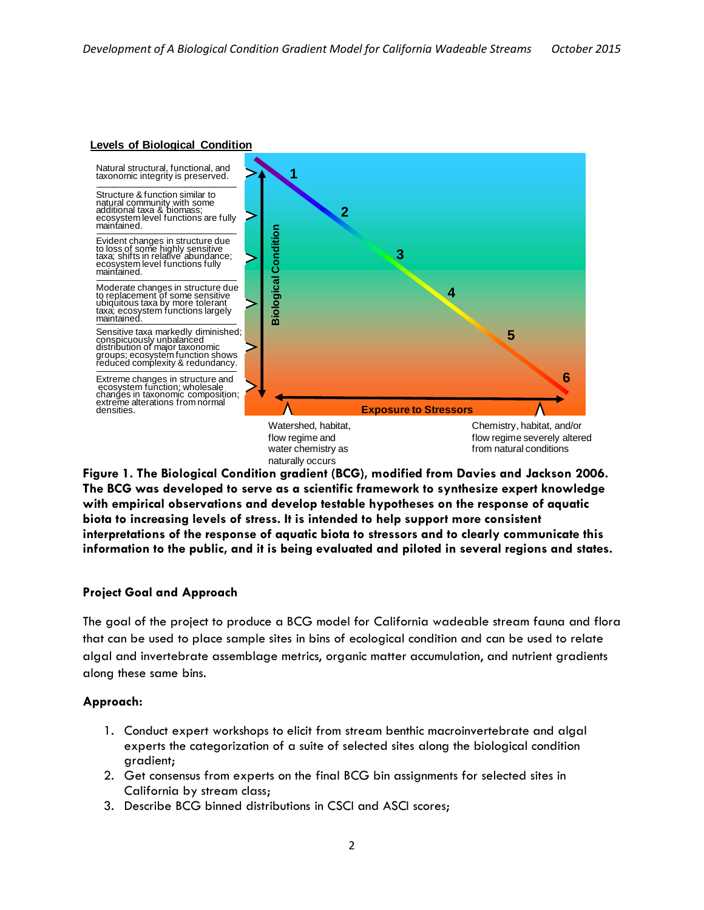**Levels of Biological Condition**

Natural structural, functional, and taxonomic integrity is preserved.

Structure & function similar to natural community with some additional taxa & biomass; ecosystem level functions are fully maintained.

Evident changes in structure due to loss of some highly sensitive taxa; shifts in relative abundance; ecosystem level functions fully maintained.

Moderate changes in structure due to replacement of some sensitive ubiquitous taxa by more tolerant taxa; ecosystem functions largely maintained.

Sensitive taxa markedly diminished; conspicuously unbalanced distribution of major taxonomic groups; ecosystem function shows reduced complexity & redundancy.

Extreme changes in structure and ecosystem function; wholesale changes in taxonomic composition; extreme alterations from normal densities.

Biological Condition

1 2 3 4 5 6

Exposure to Stressors

Watershed, habitat, flow regime and water chemistry as naturally occurs

Chemistry, habitat, and/or flow regime severely altered from natural conditions

**Figure 1. The Biological Condition gradient (BCG), modified from Davies and Jackson 2006. The BCG was developed to serve as a scientific framework to synthesize expert knowledge with empirical observations and develop testable hypotheses on the response of aquatic biota to increasing levels of stress. It is intended to help support more consistent interpretations of the response of aquatic biota to stressors and to clearly communicate this information to the public, and it is being evaluated and piloted in several regions and states.**

### Project Goal and Approach

The goal of the project to produce a BCG model for California wadeable stream fauna and flora that can be used to place sample sites in bins of ecological condition and can be used to relate algal and invertebrate assemblage metrics, organic matter accumulation, and nutrient gradients along these same bins.

### Approach:

1. Conduct expert workshops to elicit from stream benthic macroinvertebrate and algal experts the categorization of a suite of selected sites along the biological condition gradient;
2. Get consensus from experts on the final BCG bin assignments for selected sites in California by stream class;
3. Describe BCG binned distributions in CSCI and ASCI scores;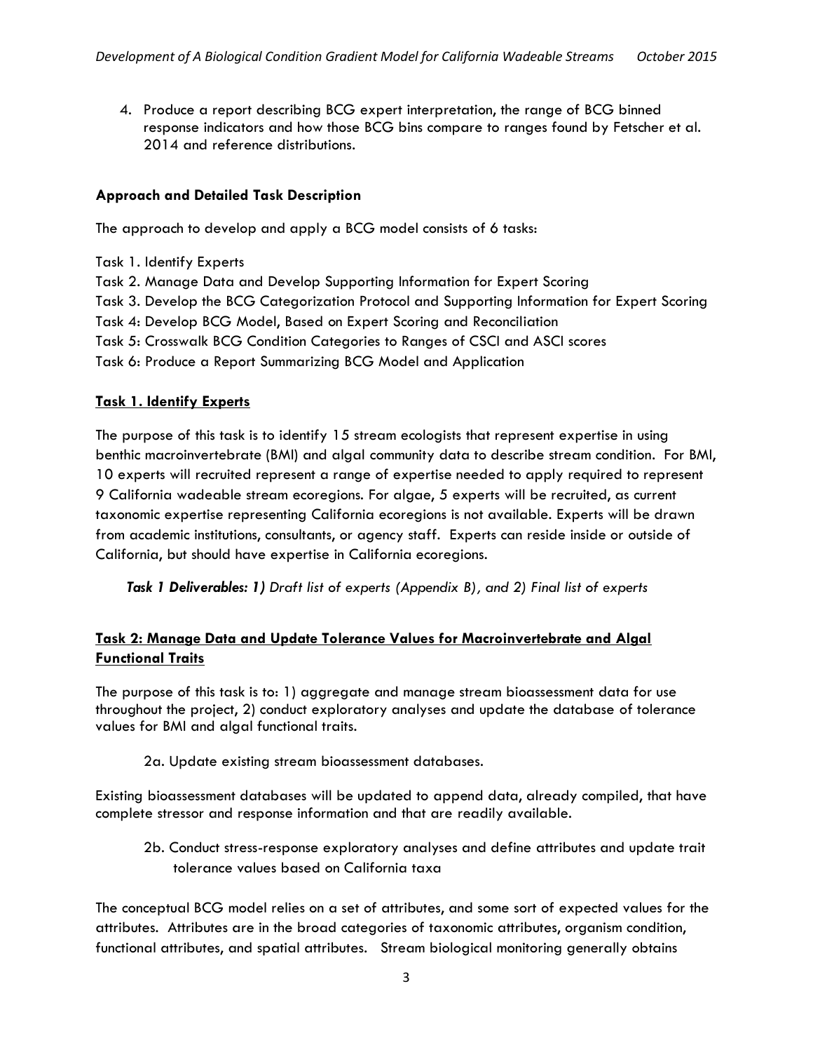4. Produce a report describing BCG expert interpretation, the range of BCG binned response indicators and how those BCG bins compare to ranges found by Fetscher et al. 2014 and reference distributions.

**Approach and Detailed Task Description**

The approach to develop and apply a BCG model consists of 6 tasks:

Task 1. Identify Experts
Task 2. Manage Data and Develop Supporting Information for Expert Scoring
Task 3. Develop the BCG Categorization Protocol and Supporting Information for Expert Scoring
Task 4: Develop BCG Model, Based on Expert Scoring and Reconciliation
Task 5: Crosswalk BCG Condition Categories to Ranges of CSCI and ASCI scores
Task 6: Produce a Report Summarizing BCG Model and Application

**Task 1. Identify Experts**

The purpose of this task is to identify 15 stream ecologists that represent expertise in using benthic macroinvertebrate (BMI) and algal community data to describe stream condition. For BMI, 10 experts will recruited represent a range of expertise needed to apply required to represent 9 California wadeable stream ecoregions. For algae, 5 experts will be recruited, as current taxonomic expertise representing California ecoregions is not available. Experts will be drawn from academic institutions, consultants, or agency staff. Experts can reside inside or outside of California, but should have expertise in California ecoregions.

***Task 1 Deliverables:*** *1) Draft list of experts (Appendix B), and 2) Final list of experts*

**Task 2: Manage Data and Update Tolerance Values for Macroinvertebrate and Algal Functional Traits**

The purpose of this task is to: 1) aggregate and manage stream bioassessment data for use throughout the project, 2) conduct exploratory analyses and update the database of tolerance values for BMI and algal functional traits.

2a. Update existing stream bioassessment databases.

Existing bioassessment databases will be updated to append data, already compiled, that have complete stressor and response information and that are readily available.

2b. Conduct stress-response exploratory analyses and define attributes and update trait tolerance values based on California taxa

The conceptual BCG model relies on a set of attributes, and some sort of expected values for the attributes. Attributes are in the broad categories of taxonomic attributes, organism condition, functional attributes, and spatial attributes. Stream biological monitoring generally obtains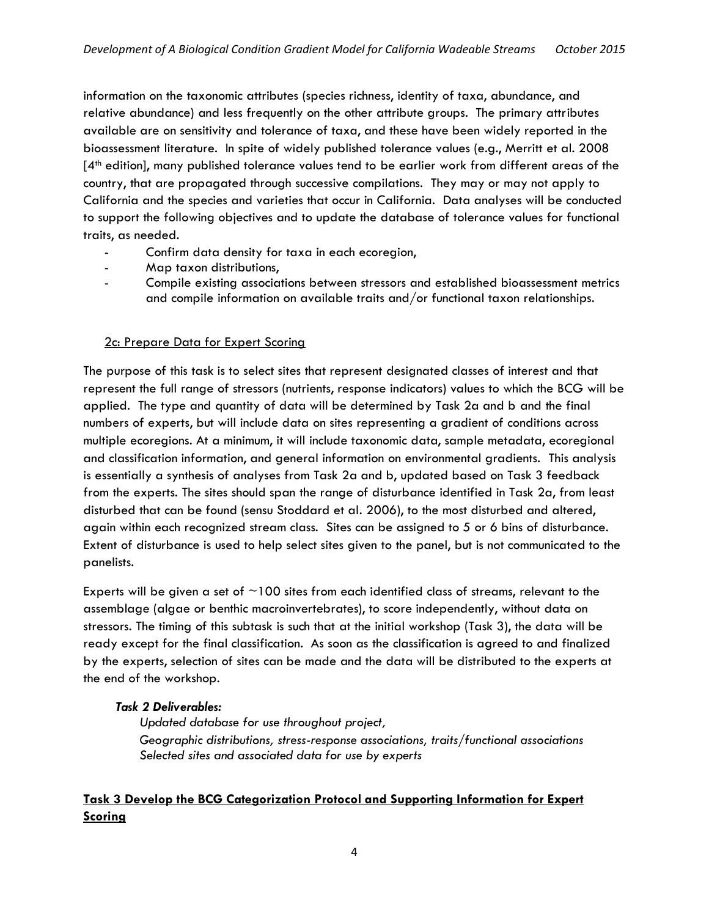information on the taxonomic attributes (species richness, identity of taxa, abundance, and relative abundance) and less frequently on the other attribute groups. The primary attributes available are on sensitivity and tolerance of taxa, and these have been widely reported in the bioassessment literature. In spite of widely published tolerance values (e.g., Merritt et al. 2008 [4th edition], many published tolerance values tend to be earlier work from different areas of the country, that are propagated through successive compilations. They may or may not apply to California and the species and varieties that occur in California. Data analyses will be conducted to support the following objectives and to update the database of tolerance values for functional traits, as needed.

- Confirm data density for taxa in each ecoregion,
- Map taxon distributions,
- Compile existing associations between stressors and established bioassessment metrics and compile information on available traits and/or functional taxon relationships.

<u>2c: Prepare Data for Expert Scoring</u>

The purpose of this task is to select sites that represent designated classes of interest and that represent the full range of stressors (nutrients, response indicators) values to which the BCG will be applied. The type and quantity of data will be determined by Task 2a and b and the final numbers of experts, but will include data on sites representing a gradient of conditions across multiple ecoregions. At a minimum, it will include taxonomic data, sample metadata, ecoregional and classification information, and general information on environmental gradients. This analysis is essentially a synthesis of analyses from Task 2a and b, updated based on Task 3 feedback from the experts. The sites should span the range of disturbance identified in Task 2a, from least disturbed that can be found (sensu Stoddard et al. 2006), to the most disturbed and altered, again within each recognized stream class. Sites can be assigned to 5 or 6 bins of disturbance. Extent of disturbance is used to help select sites given to the panel, but is not communicated to the panelists.

Experts will be given a set of ~100 sites from each identified class of streams, relevant to the assemblage (algae or benthic macroinvertebrates), to score independently, without data on stressors. The timing of this subtask is such that at the initial workshop (Task 3), the data will be ready except for the final classification. As soon as the classification is agreed to and finalized by the experts, selection of sites can be made and the data will be distributed to the experts at the end of the workshop.

***Task 2 Deliverables:***

*Updated database for use throughout project,*
*Geographic distributions, stress-response associations, traits/functional associations*
*Selected sites and associated data for use by experts*

## <u>Task 3 Develop the BCG Categorization Protocol and Supporting Information for Expert Scoring</u>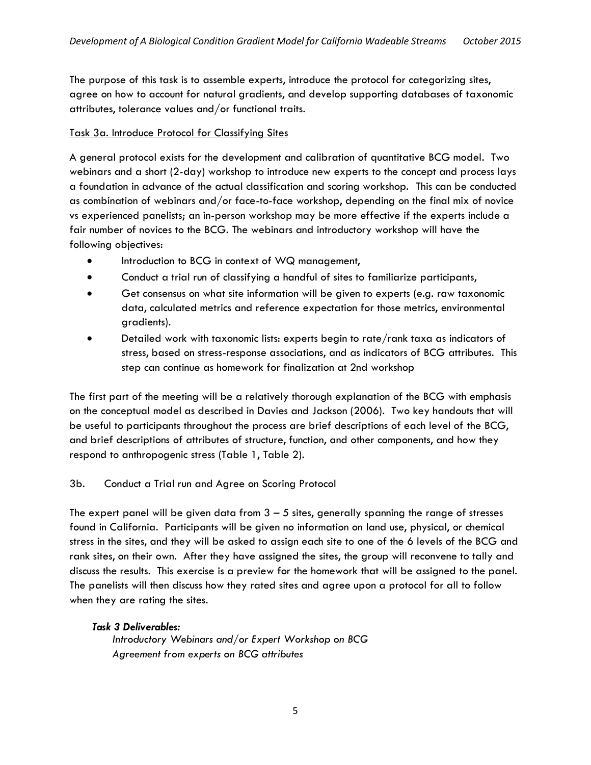The purpose of this task is to assemble experts, introduce the protocol for categorizing sites, agree on how to account for natural gradients, and develop supporting databases of taxonomic attributes, tolerance values and/or functional traits.

<u>Task 3a. Introduce Protocol for Classifying Sites</u>

A general protocol exists for the development and calibration of quantitative BCG model. Two webinars and a short (2-day) workshop to introduce new experts to the concept and process lays a foundation in advance of the actual classification and scoring workshop. This can be conducted as combination of webinars and/or face-to-face workshop, depending on the final mix of novice vs experienced panelists; an in-person workshop may be more effective if the experts include a fair number of novices to the BCG. The webinars and introductory workshop will have the following objectives:

- Introduction to BCG in context of WQ management,
- Conduct a trial run of classifying a handful of sites to familiarize participants,
- Get consensus on what site information will be given to experts (e.g. raw taxonomic data, calculated metrics and reference expectation for those metrics, environmental gradients).
- Detailed work with taxonomic lists: experts begin to rate/rank taxa as indicators of stress, based on stress-response associations, and as indicators of BCG attributes. This step can continue as homework for finalization at 2nd workshop

The first part of the meeting will be a relatively thorough explanation of the BCG with emphasis on the conceptual model as described in Davies and Jackson (2006). Two key handouts that will be useful to participants throughout the process are brief descriptions of each level of the BCG, and brief descriptions of attributes of structure, function, and other components, and how they respond to anthropogenic stress (Table 1, Table 2).

3b. Conduct a Trial run and Agree on Scoring Protocol

The expert panel will be given data from 3 – 5 sites, generally spanning the range of stresses found in California. Participants will be given no information on land use, physical, or chemical stress in the sites, and they will be asked to assign each site to one of the 6 levels of the BCG and rank sites, on their own. After they have assigned the sites, the group will reconvene to tally and discuss the results. This exercise is a preview for the homework that will be assigned to the panel. The panelists will then discuss how they rated sites and agree upon a protocol for all to follow when they are rating the sites.

***Task 3 Deliverables:***

*Introductory Webinars and/or Expert Workshop on BCG*

*Agreement from experts on BCG attributes*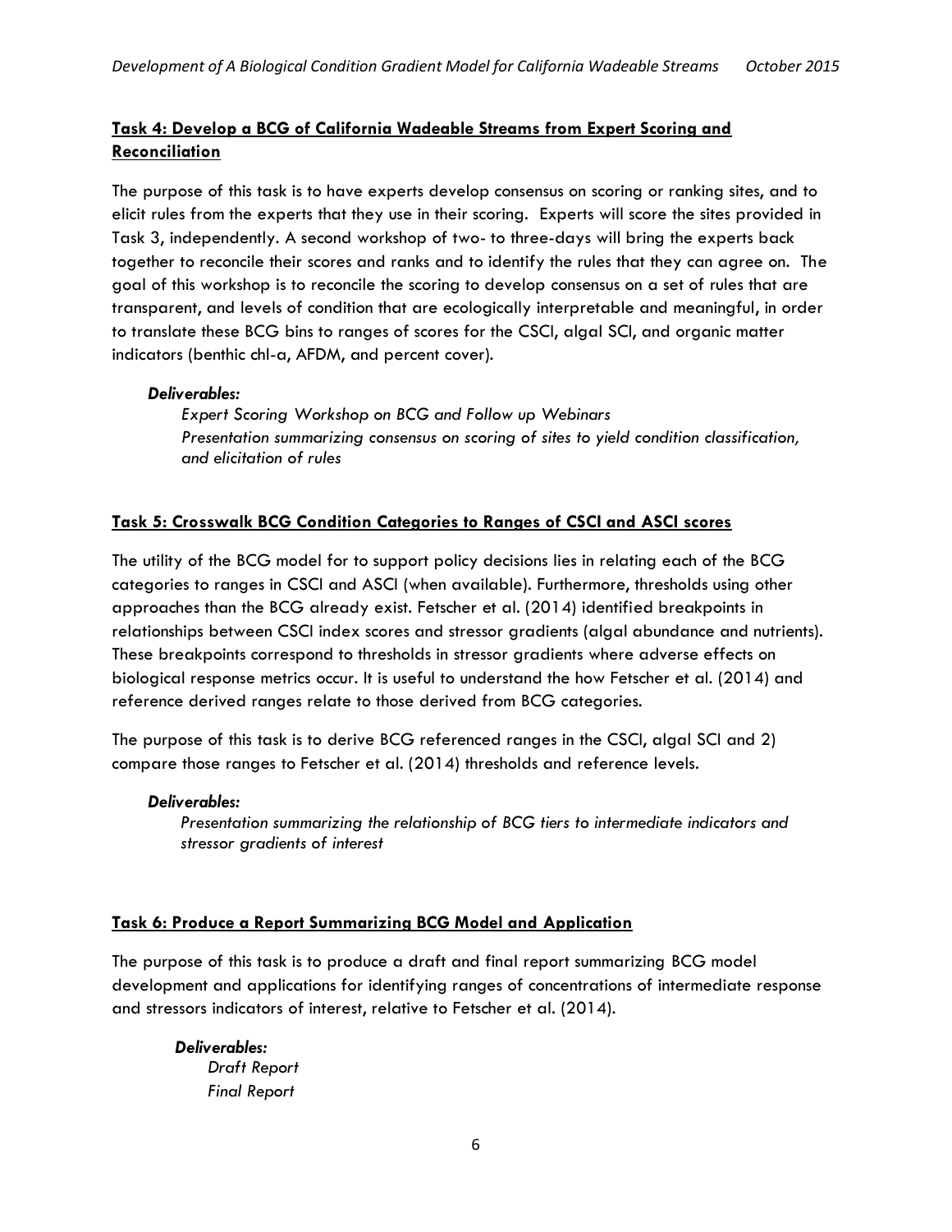## Task 4: Develop a BCG of California Wadeable Streams from Expert Scoring and Reconciliation

The purpose of this task is to have experts develop consensus on scoring or ranking sites, and to elicit rules from the experts that they use in their scoring. Experts will score the sites provided in Task 3, independently. A second workshop of two- to three-days will bring the experts back together to reconcile their scores and ranks and to identify the rules that they can agree on. The goal of this workshop is to reconcile the scoring to develop consensus on a set of rules that are transparent, and levels of condition that are ecologically interpretable and meaningful, in order to translate these BCG bins to ranges of scores for the CSCI, algal SCI, and organic matter indicators (benthic chl-a, AFDM, and percent cover).

***Deliverables:***

*Expert Scoring Workshop on BCG and Follow up Webinars*
*Presentation summarizing consensus on scoring of sites to yield condition classification, and elicitation of rules*

## Task 5: Crosswalk BCG Condition Categories to Ranges of CSCI and ASCI scores

The utility of the BCG model for to support policy decisions lies in relating each of the BCG categories to ranges in CSCI and ASCI (when available). Furthermore, thresholds using other approaches than the BCG already exist. Fetscher et al. (2014) identified breakpoints in relationships between CSCI index scores and stressor gradients (algal abundance and nutrients). These breakpoints correspond to thresholds in stressor gradients where adverse effects on biological response metrics occur. It is useful to understand the how Fetscher et al. (2014) and reference derived ranges relate to those derived from BCG categories.

The purpose of this task is to derive BCG referenced ranges in the CSCI, algal SCI and 2) compare those ranges to Fetscher et al. (2014) thresholds and reference levels.

***Deliverables:***

*Presentation summarizing the relationship of BCG tiers to intermediate indicators and stressor gradients of interest*

## Task 6: Produce a Report Summarizing BCG Model and Application

The purpose of this task is to produce a draft and final report summarizing BCG model development and applications for identifying ranges of concentrations of intermediate response and stressors indicators of interest, relative to Fetscher et al. (2014).

***Deliverables:***

*Draft Report*
*Final Report*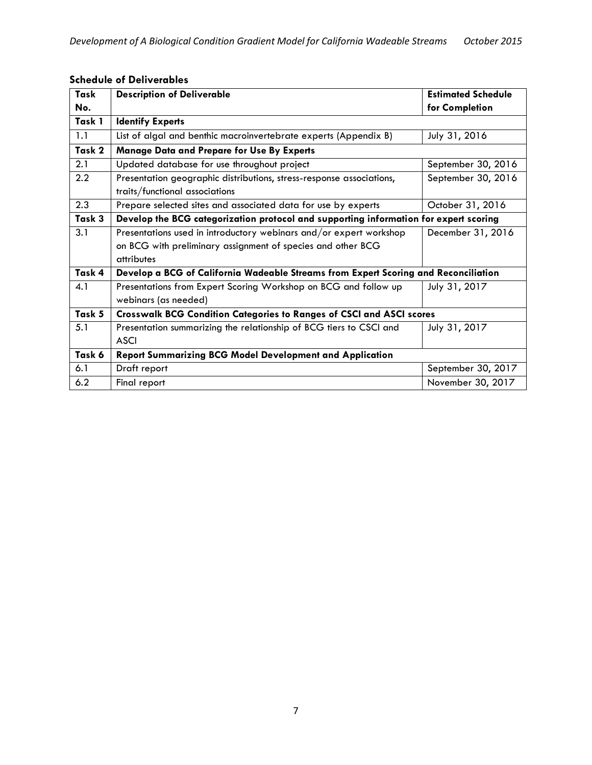**Schedule of Deliverables**

| Task No. | Description of Deliverable | Estimated Schedule for Completion |
|---|---|---|
| **Task 1** | **Identify Experts** | |
| 1.1 | List of algal and benthic macroinvertebrate experts (Appendix B) | July 31, 2016 |
| **Task 2** | **Manage Data and Prepare for Use By Experts** | |
| 2.1 | Updated database for use throughout project | September 30, 2016 |
| 2.2 | Presentation geographic distributions, stress-response associations, traits/functional associations | September 30, 2016 |
| 2.3 | Prepare selected sites and associated data for use by experts | October 31, 2016 |
| **Task 3** | **Develop the BCG categorization protocol and supporting information for expert scoring** | |
| 3.1 | Presentations used in introductory webinars and/or expert workshop on BCG with preliminary assignment of species and other BCG attributes | December 31, 2016 |
| **Task 4** | **Develop a BCG of California Wadeable Streams from Expert Scoring and Reconciliation** | |
| 4.1 | Presentations from Expert Scoring Workshop on BCG and follow up webinars (as needed) | July 31, 2017 |
| **Task 5** | **Crosswalk BCG Condition Categories to Ranges of CSCI and ASCI scores** | |
| 5.1 | Presentation summarizing the relationship of BCG tiers to CSCI and ASCI | July 31, 2017 |
| **Task 6** | **Report Summarizing BCG Model Development and Application** | |
| 6.1 | Draft report | September 30, 2017 |
| 6.2 | Final report | November 30, 2017 |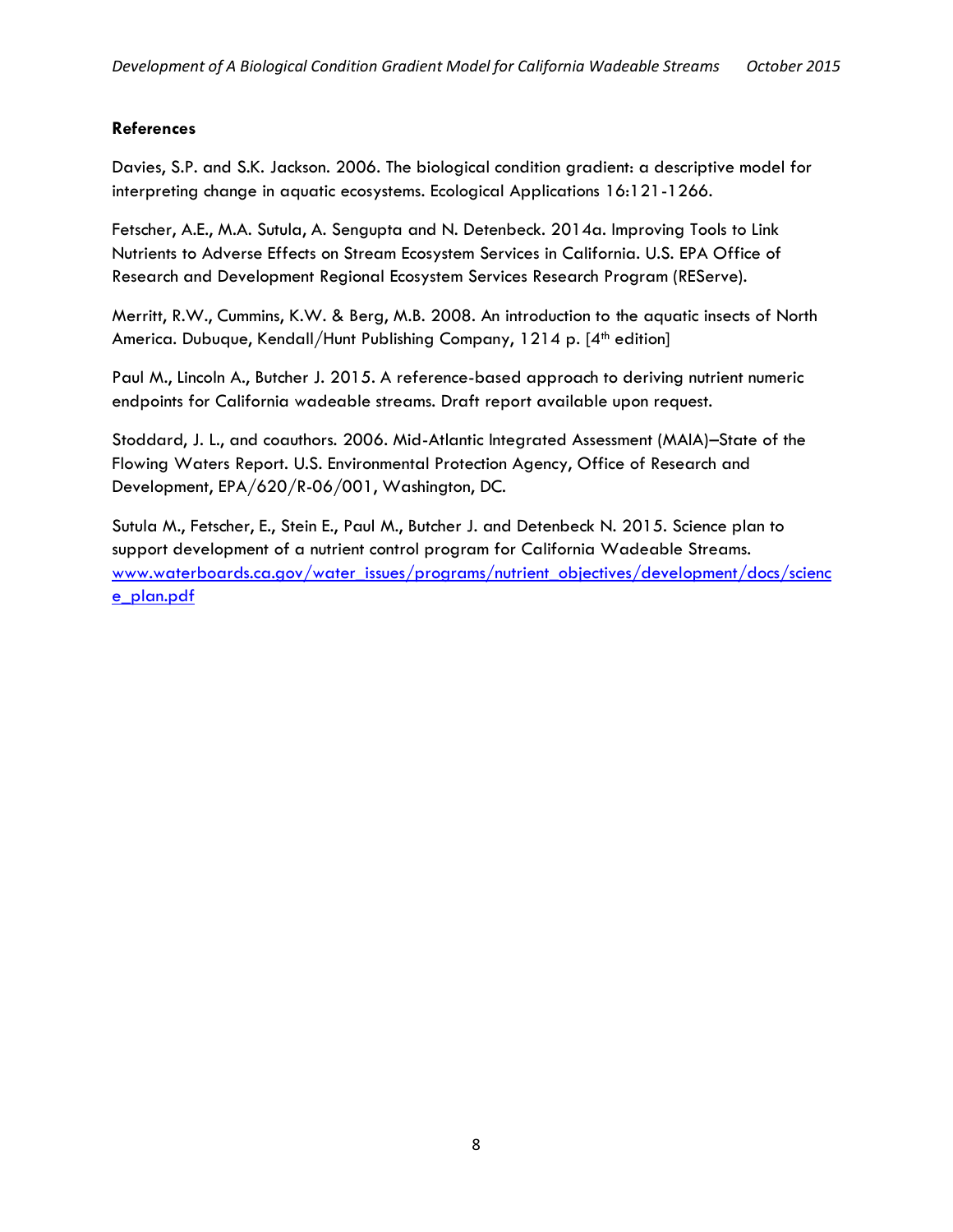**References**

Davies, S.P. and S.K. Jackson. 2006. The biological condition gradient: a descriptive model for interpreting change in aquatic ecosystems. Ecological Applications 16:121-1266.

Fetscher, A.E., M.A. Sutula, A. Sengupta and N. Detenbeck. 2014a. Improving Tools to Link Nutrients to Adverse Effects on Stream Ecosystem Services in California. U.S. EPA Office of Research and Development Regional Ecosystem Services Research Program (REServe).

Merritt, R.W., Cummins, K.W. & Berg, M.B. 2008. An introduction to the aquatic insects of North America. Dubuque, Kendall/Hunt Publishing Company, 1214 p. [4th edition]

Paul M., Lincoln A., Butcher J. 2015. A reference-based approach to deriving nutrient numeric endpoints for California wadeable streams. Draft report available upon request.

Stoddard, J. L., and coauthors. 2006. Mid-Atlantic Integrated Assessment (MAIA)–State of the Flowing Waters Report. U.S. Environmental Protection Agency, Office of Research and Development, EPA/620/R-06/001, Washington, DC.

Sutula M., Fetscher, E., Stein E., Paul M., Butcher J. and Detenbeck N. 2015. Science plan to support development of a nutrient control program for California Wadeable Streams. www.waterboards.ca.gov/water_issues/programs/nutrient_objectives/development/docs/science_plan.pdf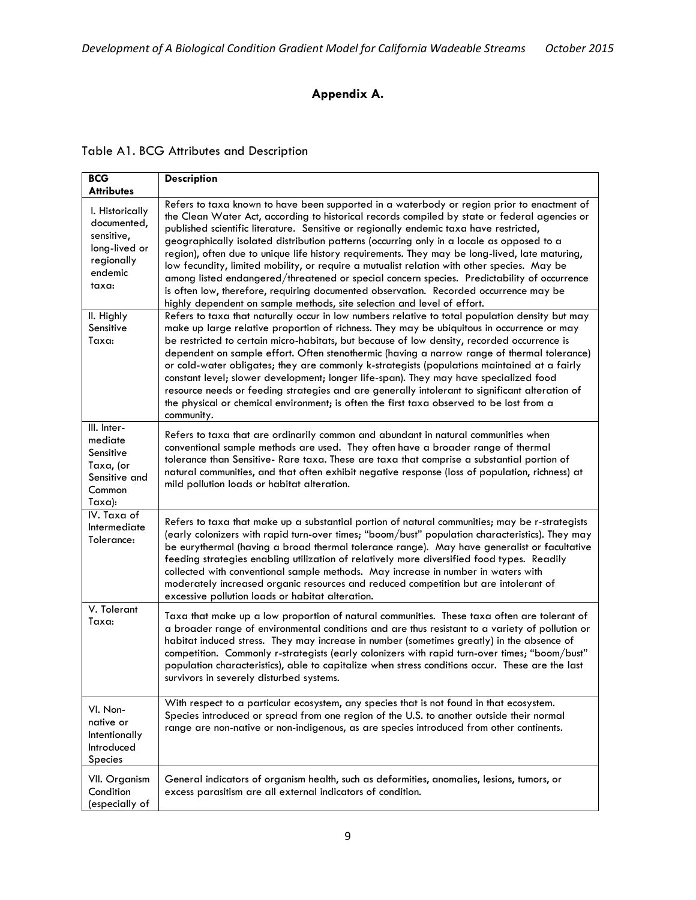## Appendix A.

Table A1. BCG Attributes and Description

| BCG Attributes | Description |
|---|---|
| I. Historically documented, sensitive, long-lived or regionally endemic taxa: | Refers to taxa known to have been supported in a waterbody or region prior to enactment of the Clean Water Act, according to historical records compiled by state or federal agencies or published scientific literature. Sensitive or regionally endemic taxa have restricted, geographically isolated distribution patterns (occurring only in a locale as opposed to a region), often due to unique life history requirements. They may be long-lived, late maturing, low fecundity, limited mobility, or require a mutualist relation with other species. May be among listed endangered/threatened or special concern species. Predictability of occurrence is often low, therefore, requiring documented observation. Recorded occurrence may be highly dependent on sample methods, site selection and level of effort. |
| II. Highly Sensitive Taxa: | Refers to taxa that naturally occur in low numbers relative to total population density but may make up large relative proportion of richness. They may be ubiquitous in occurrence or may be restricted to certain micro-habitats, but because of low density, recorded occurrence is dependent on sample effort. Often stenothermic (having a narrow range of thermal tolerance) or cold-water obligates; they are commonly k-strategists (populations maintained at a fairly constant level; slower development; longer life-span). They may have specialized food resource needs or feeding strategies and are generally intolerant to significant alteration of the physical or chemical environment; is often the first taxa observed to be lost from a community. |
| III. Inter-mediate Sensitive Taxa, (or Sensitive and Common Taxa): | Refers to taxa that are ordinarily common and abundant in natural communities when conventional sample methods are used. They often have a broader range of thermal tolerance than Sensitive- Rare taxa. These are taxa that comprise a substantial portion of natural communities, and that often exhibit negative response (loss of population, richness) at mild pollution loads or habitat alteration. |
| IV. Taxa of Intermediate Tolerance: | Refers to taxa that make up a substantial portion of natural communities; may be r-strategists (early colonizers with rapid turn-over times; "boom/bust" population characteristics). They may be eurythermal (having a broad thermal tolerance range). May have generalist or facultative feeding strategies enabling utilization of relatively more diversified food types. Readily collected with conventional sample methods. May increase in number in waters with moderately increased organic resources and reduced competition but are intolerant of excessive pollution loads or habitat alteration. |
| V. Tolerant Taxa: | Taxa that make up a low proportion of natural communities. These taxa often are tolerant of a broader range of environmental conditions and are thus resistant to a variety of pollution or habitat induced stress. They may increase in number (sometimes greatly) in the absence of competition. Commonly r-strategists (early colonizers with rapid turn-over times; "boom/bust" population characteristics), able to capitalize when stress conditions occur. These are the last survivors in severely disturbed systems. |
| VI. Non-native or Intentionally Introduced Species | With respect to a particular ecosystem, any species that is not found in that ecosystem. Species introduced or spread from one region of the U.S. to another outside their normal range are non-native or non-indigenous, as are species introduced from other continents. |
| VII. Organism Condition (especially of | General indicators of organism health, such as deformities, anomalies, lesions, tumors, or excess parasitism are all external indicators of condition. |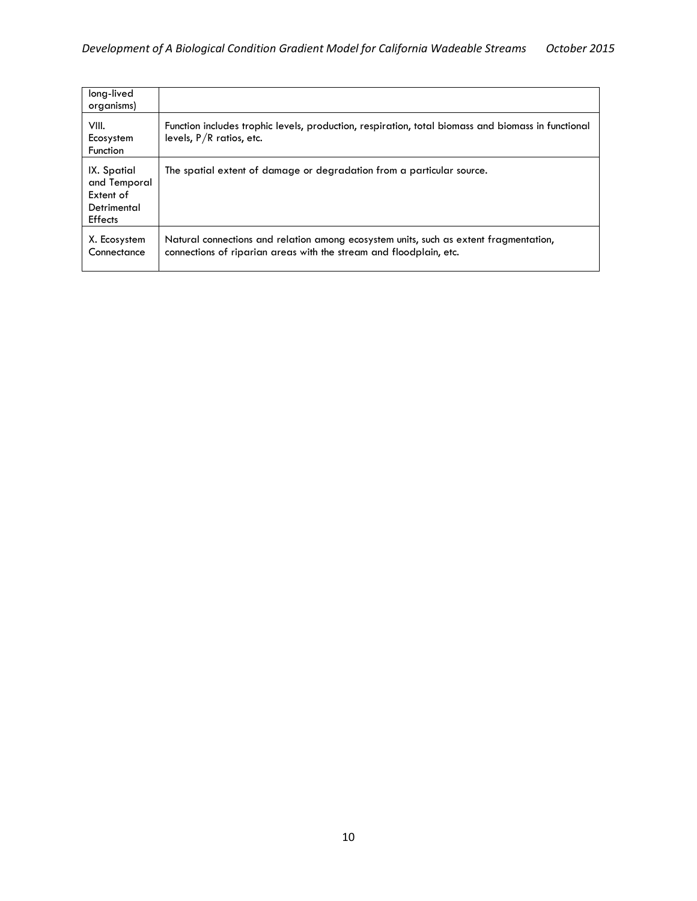| | |
|---|---|
| long-lived organisms) | |
| VIII. Ecosystem Function | Function includes trophic levels, production, respiration, total biomass and biomass in functional levels, P/R ratios, etc. |
| IX. Spatial and Temporal Extent of Detrimental Effects | The spatial extent of damage or degradation from a particular source. |
| X. Ecosystem Connectance | Natural connections and relation among ecosystem units, such as extent fragmentation, connections of riparian areas with the stream and floodplain, etc. |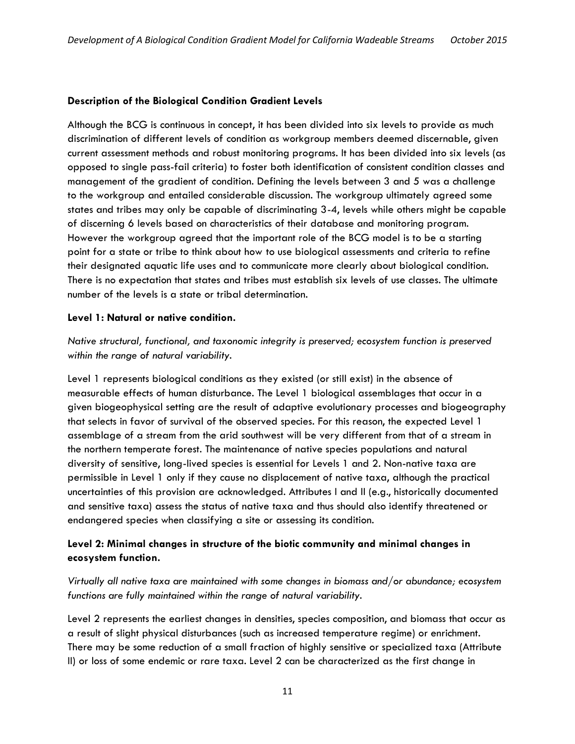**Description of the Biological Condition Gradient Levels**

Although the BCG is continuous in concept, it has been divided into six levels to provide as much discrimination of different levels of condition as workgroup members deemed discernable, given current assessment methods and robust monitoring programs. It has been divided into six levels (as opposed to single pass-fail criteria) to foster both identification of consistent condition classes and management of the gradient of condition. Defining the levels between 3 and 5 was a challenge to the workgroup and entailed considerable discussion. The workgroup ultimately agreed some states and tribes may only be capable of discriminating 3-4, levels while others might be capable of discerning 6 levels based on characteristics of their database and monitoring program. However the workgroup agreed that the important role of the BCG model is to be a starting point for a state or tribe to think about how to use biological assessments and criteria to refine their designated aquatic life uses and to communicate more clearly about biological condition. There is no expectation that states and tribes must establish six levels of use classes. The ultimate number of the levels is a state or tribal determination.

**Level 1: Natural or native condition.**

*Native structural, functional, and taxonomic integrity is preserved; ecosystem function is preserved within the range of natural variability.*

Level 1 represents biological conditions as they existed (or still exist) in the absence of measurable effects of human disturbance. The Level 1 biological assemblages that occur in a given biogeophysical setting are the result of adaptive evolutionary processes and biogeography that selects in favor of survival of the observed species. For this reason, the expected Level 1 assemblage of a stream from the arid southwest will be very different from that of a stream in the northern temperate forest. The maintenance of native species populations and natural diversity of sensitive, long-lived species is essential for Levels 1 and 2. Non-native taxa are permissible in Level 1 only if they cause no displacement of native taxa, although the practical uncertainties of this provision are acknowledged. Attributes I and II (e.g., historically documented and sensitive taxa) assess the status of native taxa and thus should also identify threatened or endangered species when classifying a site or assessing its condition.

**Level 2: Minimal changes in structure of the biotic community and minimal changes in ecosystem function.**

*Virtually all native taxa are maintained with some changes in biomass and/or abundance; ecosystem functions are fully maintained within the range of natural variability.*

Level 2 represents the earliest changes in densities, species composition, and biomass that occur as a result of slight physical disturbances (such as increased temperature regime) or enrichment. There may be some reduction of a small fraction of highly sensitive or specialized taxa (Attribute II) or loss of some endemic or rare taxa. Level 2 can be characterized as the first change in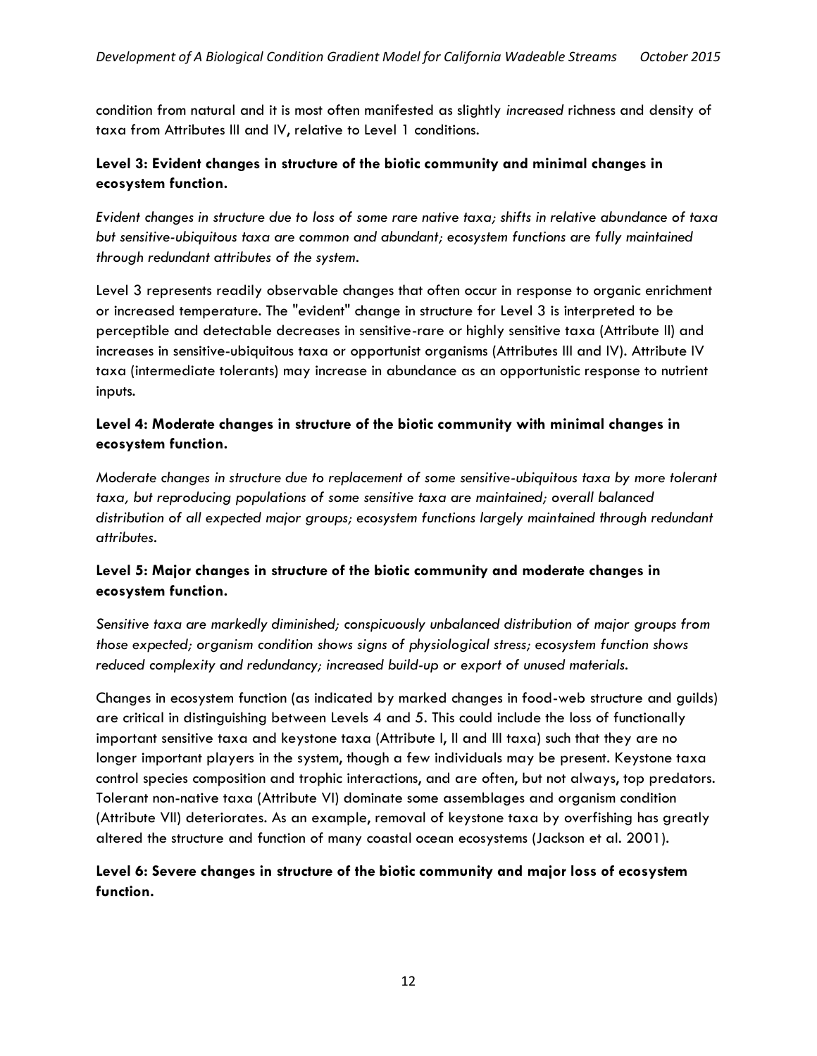condition from natural and it is most often manifested as slightly *increased* richness and density of taxa from Attributes III and IV, relative to Level 1 conditions.

### Level 3: Evident changes in structure of the biotic community and minimal changes in ecosystem function.

*Evident changes in structure due to loss of some rare native taxa; shifts in relative abundance of taxa but sensitive-ubiquitous taxa are common and abundant; ecosystem functions are fully maintained through redundant attributes of the system.*

Level 3 represents readily observable changes that often occur in response to organic enrichment or increased temperature. The "evident" change in structure for Level 3 is interpreted to be perceptible and detectable decreases in sensitive-rare or highly sensitive taxa (Attribute II) and increases in sensitive-ubiquitous taxa or opportunist organisms (Attributes III and IV). Attribute IV taxa (intermediate tolerants) may increase in abundance as an opportunistic response to nutrient inputs.

### Level 4: Moderate changes in structure of the biotic community with minimal changes in ecosystem function.

*Moderate changes in structure due to replacement of some sensitive-ubiquitous taxa by more tolerant taxa, but reproducing populations of some sensitive taxa are maintained; overall balanced distribution of all expected major groups; ecosystem functions largely maintained through redundant attributes.*

### Level 5: Major changes in structure of the biotic community and moderate changes in ecosystem function.

*Sensitive taxa are markedly diminished; conspicuously unbalanced distribution of major groups from those expected; organism condition shows signs of physiological stress; ecosystem function shows reduced complexity and redundancy; increased build-up or export of unused materials.*

Changes in ecosystem function (as indicated by marked changes in food-web structure and guilds) are critical in distinguishing between Levels 4 and 5. This could include the loss of functionally important sensitive taxa and keystone taxa (Attribute I, II and III taxa) such that they are no longer important players in the system, though a few individuals may be present. Keystone taxa control species composition and trophic interactions, and are often, but not always, top predators. Tolerant non-native taxa (Attribute VI) dominate some assemblages and organism condition (Attribute VII) deteriorates. As an example, removal of keystone taxa by overfishing has greatly altered the structure and function of many coastal ocean ecosystems (Jackson et al. 2001).

### Level 6: Severe changes in structure of the biotic community and major loss of ecosystem function.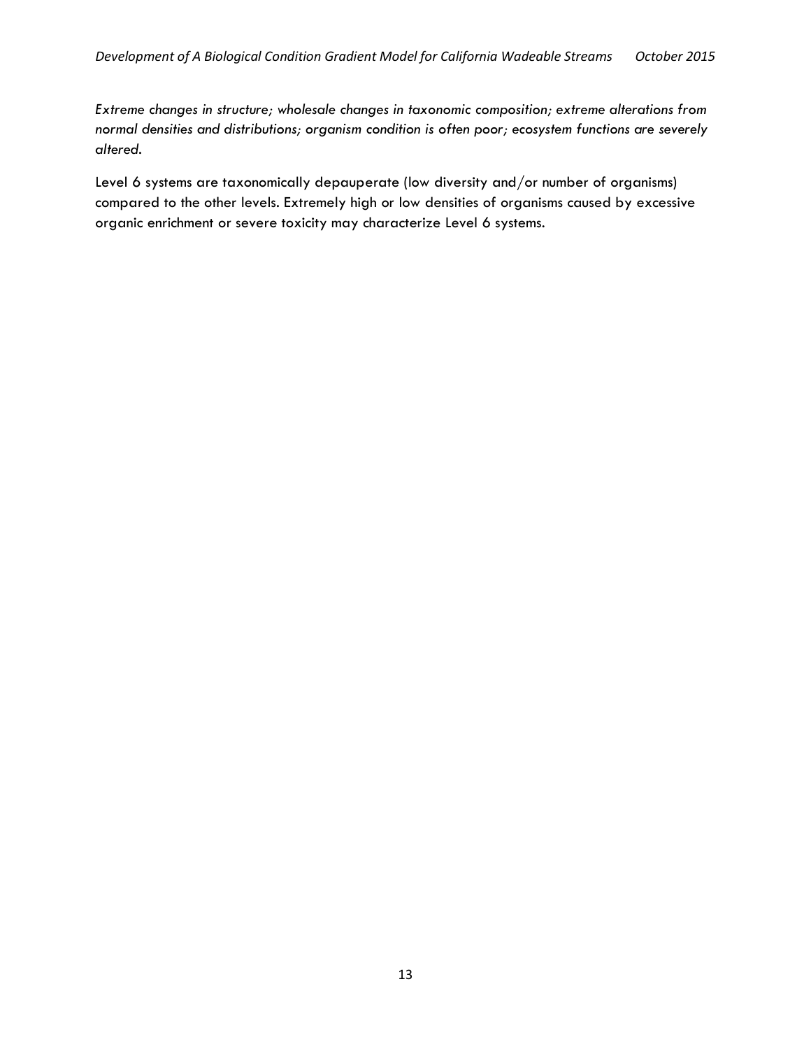*Extreme changes in structure; wholesale changes in taxonomic composition; extreme alterations from normal densities and distributions; organism condition is often poor; ecosystem functions are severely altered.*

Level 6 systems are taxonomically depauperate (low diversity and/or number of organisms) compared to the other levels. Extremely high or low densities of organisms caused by excessive organic enrichment or severe toxicity may characterize Level 6 systems.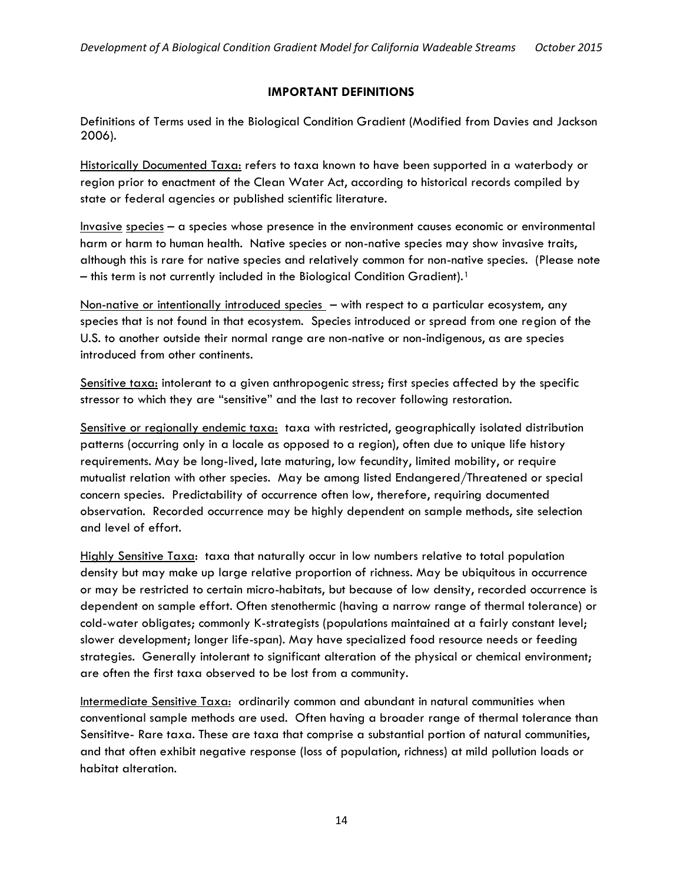## IMPORTANT DEFINITIONS

Definitions of Terms used in the Biological Condition Gradient (Modified from Davies and Jackson 2006).

Historically Documented Taxa: refers to taxa known to have been supported in a waterbody or region prior to enactment of the Clean Water Act, according to historical records compiled by state or federal agencies or published scientific literature.

Invasive species – a species whose presence in the environment causes economic or environmental harm or harm to human health. Native species or non-native species may show invasive traits, although this is rare for native species and relatively common for non-native species. (Please note – this term is not currently included in the Biological Condition Gradient).[1]

Non-native or intentionally introduced species – with respect to a particular ecosystem, any species that is not found in that ecosystem. Species introduced or spread from one region of the U.S. to another outside their normal range are non-native or non-indigenous, as are species introduced from other continents.

Sensitive taxa: intolerant to a given anthropogenic stress; first species affected by the specific stressor to which they are "sensitive" and the last to recover following restoration.

Sensitive or regionally endemic taxa: taxa with restricted, geographically isolated distribution patterns (occurring only in a locale as opposed to a region), often due to unique life history requirements. May be long-lived, late maturing, low fecundity, limited mobility, or require mutualist relation with other species. May be among listed Endangered/Threatened or special concern species. Predictability of occurrence often low, therefore, requiring documented observation. Recorded occurrence may be highly dependent on sample methods, site selection and level of effort.

Highly Sensitive Taxa: taxa that naturally occur in low numbers relative to total population density but may make up large relative proportion of richness. May be ubiquitous in occurrence or may be restricted to certain micro-habitats, but because of low density, recorded occurrence is dependent on sample effort. Often stenothermic (having a narrow range of thermal tolerance) or cold-water obligates; commonly K-strategists (populations maintained at a fairly constant level; slower development; longer life-span). May have specialized food resource needs or feeding strategies. Generally intolerant to significant alteration of the physical or chemical environment; are often the first taxa observed to be lost from a community.

Intermediate Sensitive Taxa: ordinarily common and abundant in natural communities when conventional sample methods are used. Often having a broader range of thermal tolerance than Sensititve- Rare taxa. These are taxa that comprise a substantial portion of natural communities, and that often exhibit negative response (loss of population, richness) at mild pollution loads or habitat alteration.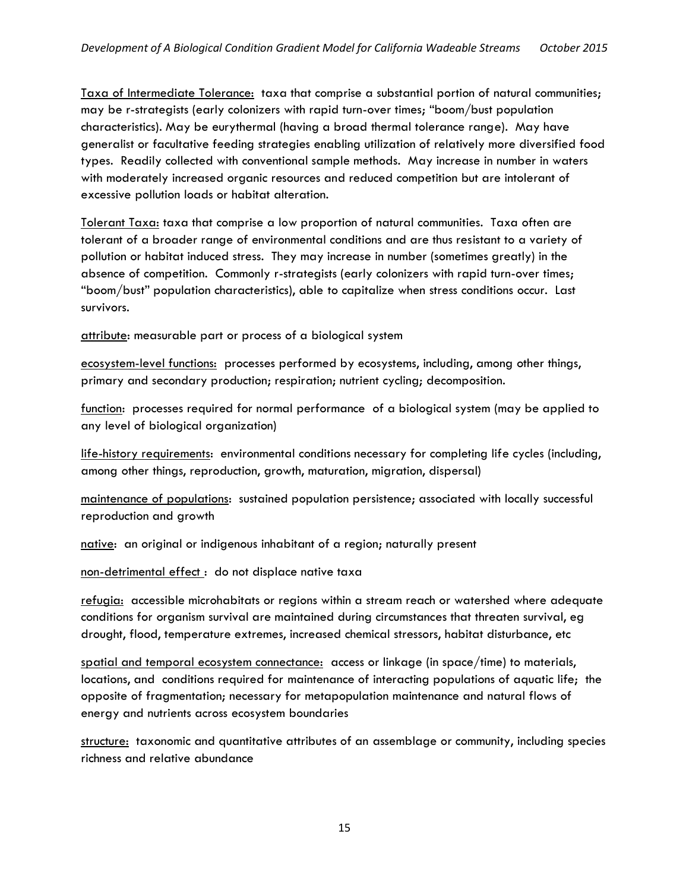Taxa of Intermediate Tolerance: taxa that comprise a substantial portion of natural communities; may be r-strategists (early colonizers with rapid turn-over times; "boom/bust population characteristics). May be eurythermal (having a broad thermal tolerance range). May have generalist or facultative feeding strategies enabling utilization of relatively more diversified food types. Readily collected with conventional sample methods. May increase in number in waters with moderately increased organic resources and reduced competition but are intolerant of excessive pollution loads or habitat alteration.

Tolerant Taxa: taxa that comprise a low proportion of natural communities. Taxa often are tolerant of a broader range of environmental conditions and are thus resistant to a variety of pollution or habitat induced stress. They may increase in number (sometimes greatly) in the absence of competition. Commonly r-strategists (early colonizers with rapid turn-over times; "boom/bust" population characteristics), able to capitalize when stress conditions occur. Last survivors.

attribute: measurable part or process of a biological system

ecosystem-level functions: processes performed by ecosystems, including, among other things, primary and secondary production; respiration; nutrient cycling; decomposition.

function: processes required for normal performance of a biological system (may be applied to any level of biological organization)

life-history requirements: environmental conditions necessary for completing life cycles (including, among other things, reproduction, growth, maturation, migration, dispersal)

maintenance of populations: sustained population persistence; associated with locally successful reproduction and growth

native: an original or indigenous inhabitant of a region; naturally present

non-detrimental effect : do not displace native taxa

refugia: accessible microhabitats or regions within a stream reach or watershed where adequate conditions for organism survival are maintained during circumstances that threaten survival, eg drought, flood, temperature extremes, increased chemical stressors, habitat disturbance, etc

spatial and temporal ecosystem connectance: access or linkage (in space/time) to materials, locations, and conditions required for maintenance of interacting populations of aquatic life; the opposite of fragmentation; necessary for metapopulation maintenance and natural flows of energy and nutrients across ecosystem boundaries

structure: taxonomic and quantitative attributes of an assemblage or community, including species richness and relative abundance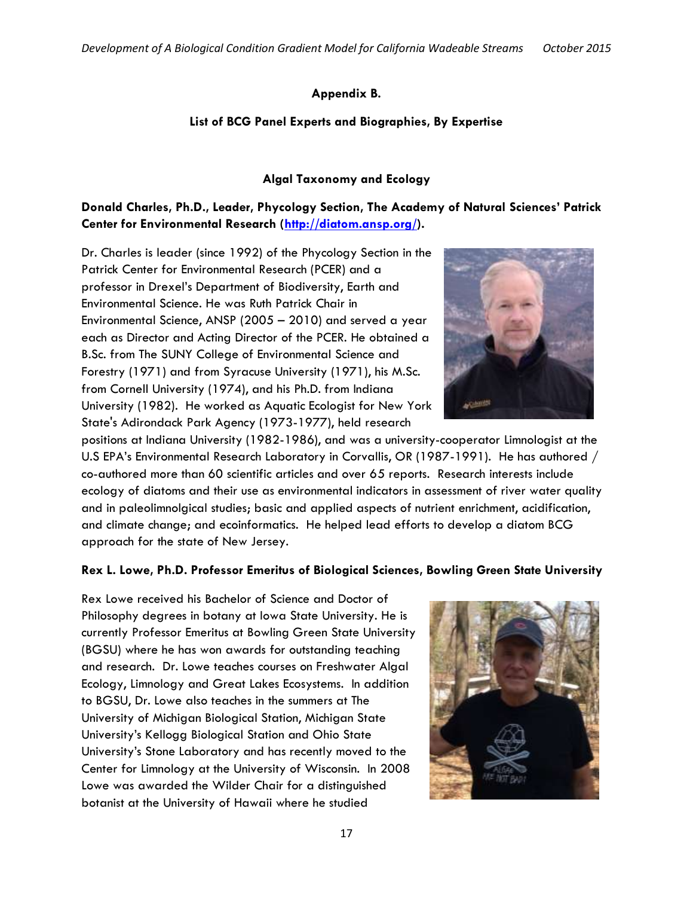## Appendix B.

### List of BCG Panel Experts and Biographies, By Expertise

### Algal Taxonomy and Ecology

**Donald Charles, Ph.D., Leader, Phycology Section, The Academy of Natural Sciences' Patrick Center for Environmental Research ([http://diatom.ansp.org/](http://diatom.ansp.org/)).**

Dr. Charles is leader (since 1992) of the Phycology Section in the Patrick Center for Environmental Research (PCER) and a professor in Drexel's Department of Biodiversity, Earth and Environmental Science. He was Ruth Patrick Chair in Environmental Science, ANSP (2005 – 2010) and served a year each as Director and Acting Director of the PCER. He obtained a B.Sc. from The SUNY College of Environmental Science and Forestry (1971) and from Syracuse University (1971), his M.Sc. from Cornell University (1974), and his Ph.D. from Indiana University (1982). He worked as Aquatic Ecologist for New York State's Adirondack Park Agency (1973-1977), held research positions at Indiana University (1982-1986), and was a university-cooperator Limnologist at the U.S EPA's Environmental Research Laboratory in Corvallis, OR (1987-1991). He has authored / co-authored more than 60 scientific articles and over 65 reports. Research interests include ecology of diatoms and their use as environmental indicators in assessment of river water quality and in paleolimnolgical studies; basic and applied aspects of nutrient enrichment, acidification, and climate change; and ecoinformatics. He helped lead efforts to develop a diatom BCG approach for the state of New Jersey.

**Rex L. Lowe, Ph.D. Professor Emeritus of Biological Sciences, Bowling Green State University**

Rex Lowe received his Bachelor of Science and Doctor of Philosophy degrees in botany at Iowa State University. He is currently Professor Emeritus at Bowling Green State University (BGSU) where he has won awards for outstanding teaching and research. Dr. Lowe teaches courses on Freshwater Algal Ecology, Limnology and Great Lakes Ecosystems. In addition to BGSU, Dr. Lowe also teaches in the summers at The University of Michigan Biological Station, Michigan State University's Kellogg Biological Station and Ohio State University's Stone Laboratory and has recently moved to the Center for Limnology at the University of Wisconsin. In 2008 Lowe was awarded the Wilder Chair for a distinguished botanist at the University of Hawaii where he studied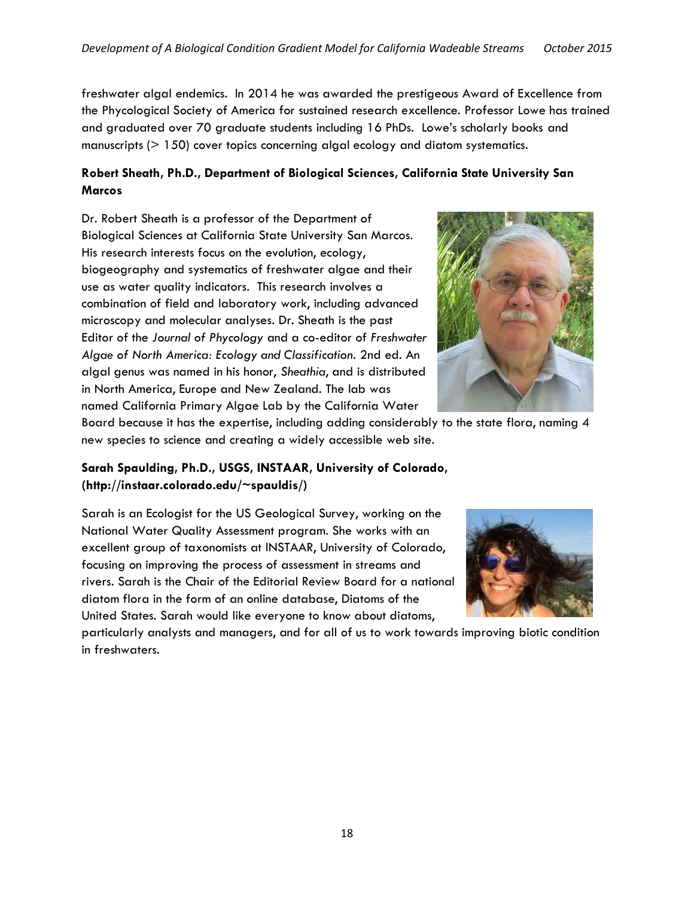freshwater algal endemics. In 2014 he was awarded the prestigeous Award of Excellence from the Phycological Society of America for sustained research excellence. Professor Lowe has trained and graduated over 70 graduate students including 16 PhDs. Lowe's scholarly books and manuscripts (> 150) cover topics concerning algal ecology and diatom systematics.

**Robert Sheath, Ph.D., Department of Biological Sciences, California State University San Marcos**

Dr. Robert Sheath is a professor of the Department of Biological Sciences at California State University San Marcos. His research interests focus on the evolution, ecology, biogeography and systematics of freshwater algae and their use as water quality indicators. This research involves a combination of field and laboratory work, including advanced microscopy and molecular analyses. Dr. Sheath is the past Editor of the *Journal of Phycology* and a co-editor of *Freshwater Algae of North America: Ecology and Classification*. 2nd ed. An algal genus was named in his honor, *Sheathia*, and is distributed in North America, Europe and New Zealand. The lab was named California Primary Algae Lab by the California Water Board because it has the expertise, including adding considerably to the state flora, naming 4 new species to science and creating a widely accessible web site.

**Sarah Spaulding, Ph.D., USGS, INSTAAR, University of Colorado, (http://instaar.colorado.edu/~spauldis/)**

Sarah is an Ecologist for the US Geological Survey, working on the National Water Quality Assessment program. She works with an excellent group of taxonomists at INSTAAR, University of Colorado, focusing on improving the process of assessment in streams and rivers. Sarah is the Chair of the Editorial Review Board for a national diatom flora in the form of an online database, Diatoms of the United States. Sarah would like everyone to know about diatoms, particularly analysts and managers, and for all of us to work towards improving biotic condition in freshwaters.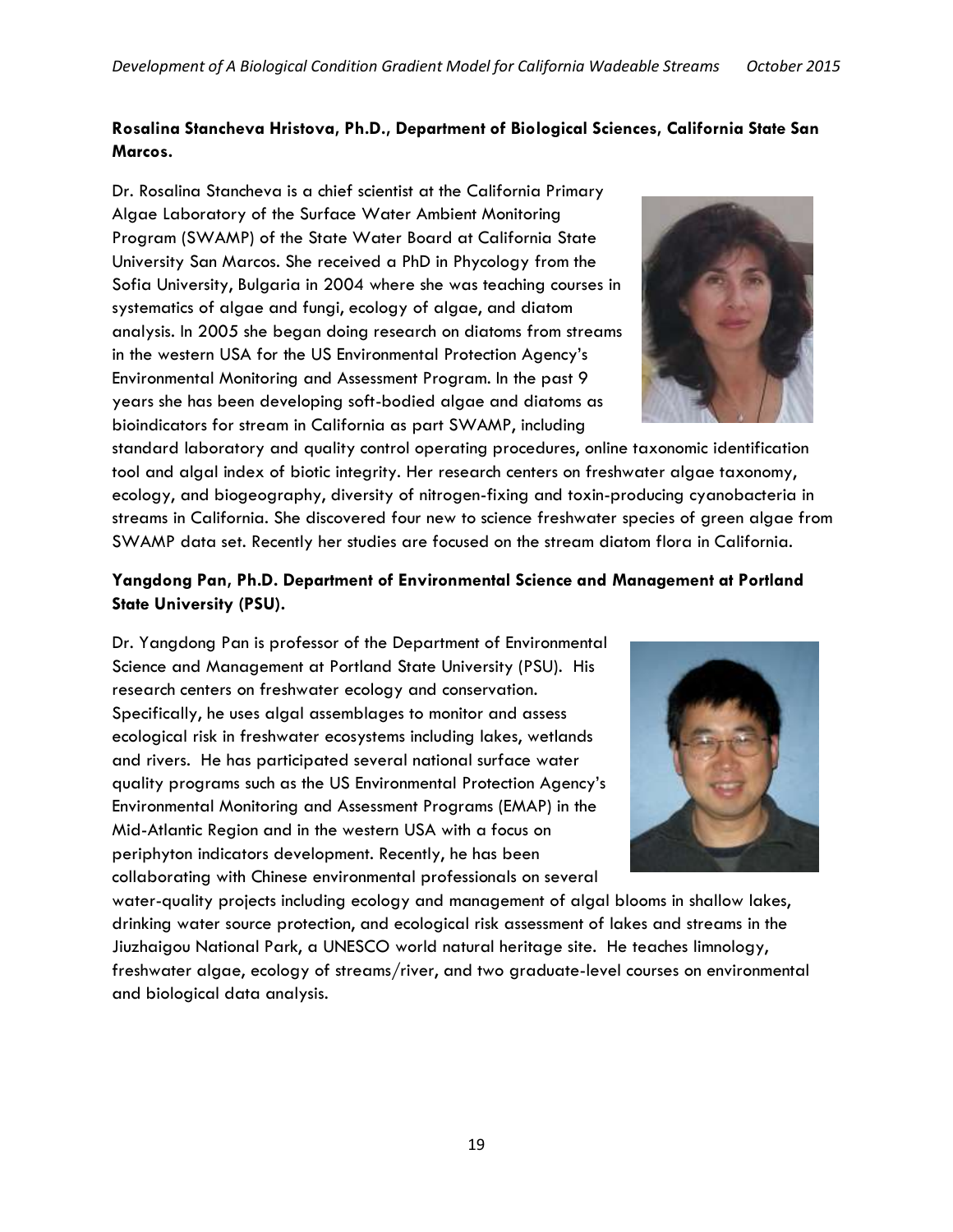**Rosalina Stancheva Hristova, Ph.D., Department of Biological Sciences, California State San Marcos.**

Dr. Rosalina Stancheva is a chief scientist at the California Primary Algae Laboratory of the Surface Water Ambient Monitoring Program (SWAMP) of the State Water Board at California State University San Marcos. She received a PhD in Phycology from the Sofia University, Bulgaria in 2004 where she was teaching courses in systematics of algae and fungi, ecology of algae, and diatom analysis. In 2005 she began doing research on diatoms from streams in the western USA for the US Environmental Protection Agency's Environmental Monitoring and Assessment Program. In the past 9 years she has been developing soft-bodied algae and diatoms as bioindicators for stream in California as part SWAMP, including standard laboratory and quality control operating procedures, online taxonomic identification tool and algal index of biotic integrity. Her research centers on freshwater algae taxonomy, ecology, and biogeography, diversity of nitrogen-fixing and toxin-producing cyanobacteria in streams in California. She discovered four new to science freshwater species of green algae from SWAMP data set. Recently her studies are focused on the stream diatom flora in California.

**Yangdong Pan, Ph.D. Department of Environmental Science and Management at Portland State University (PSU).**

Dr. Yangdong Pan is professor of the Department of Environmental Science and Management at Portland State University (PSU). His research centers on freshwater ecology and conservation. Specifically, he uses algal assemblages to monitor and assess ecological risk in freshwater ecosystems including lakes, wetlands and rivers. He has participated several national surface water quality programs such as the US Environmental Protection Agency's Environmental Monitoring and Assessment Programs (EMAP) in the Mid-Atlantic Region and in the western USA with a focus on periphyton indicators development. Recently, he has been collaborating with Chinese environmental professionals on several water-quality projects including ecology and management of algal blooms in shallow lakes, drinking water source protection, and ecological risk assessment of lakes and streams in the Jiuzhaigou National Park, a UNESCO world natural heritage site. He teaches limnology, freshwater algae, ecology of streams/river, and two graduate-level courses on environmental and biological data analysis.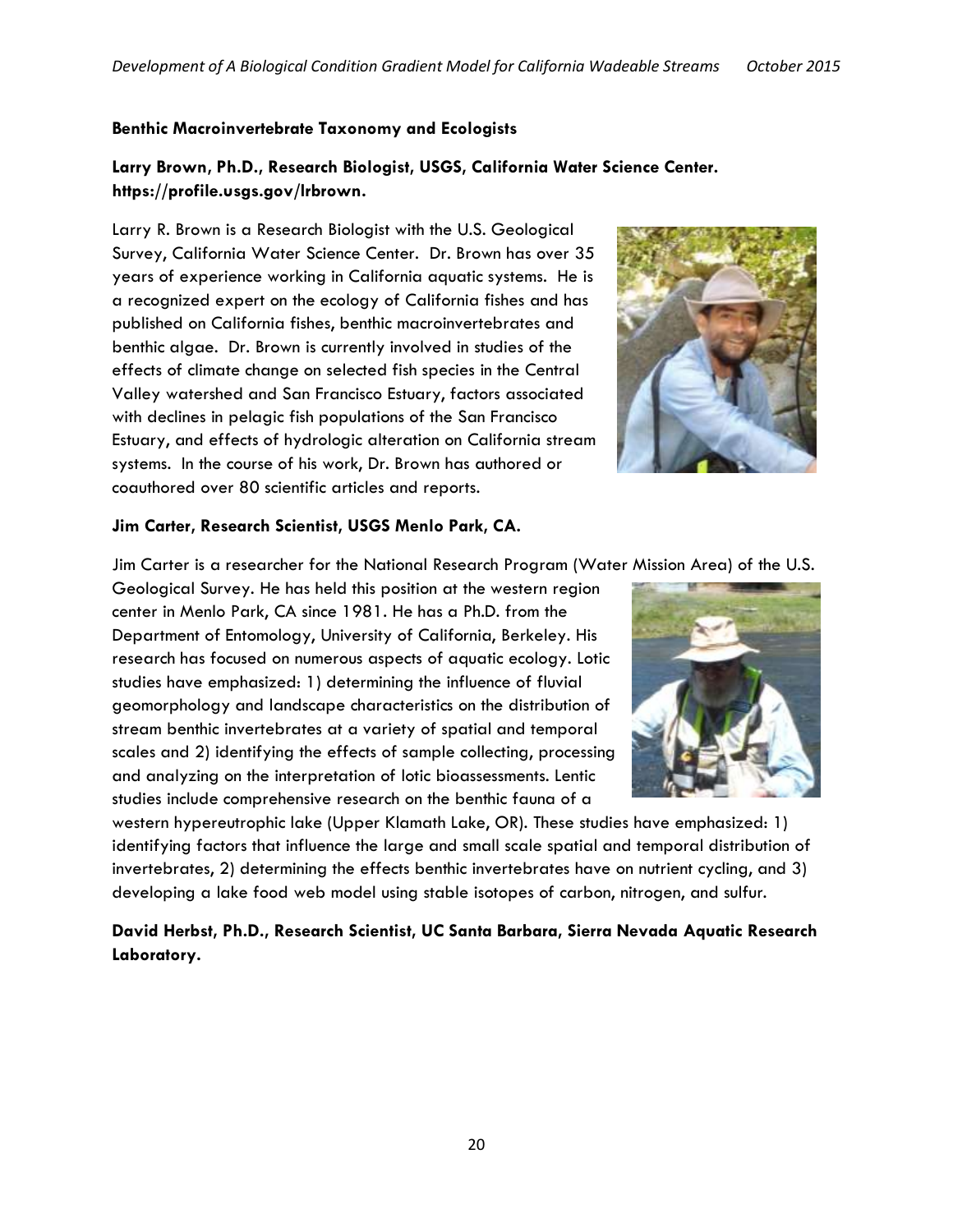**Benthic Macroinvertebrate Taxonomy and Ecologists**

**Larry Brown, Ph.D., Research Biologist, USGS, California Water Science Center. https://profile.usgs.gov/lrbrown.**

Larry R. Brown is a Research Biologist with the U.S. Geological Survey, California Water Science Center. Dr. Brown has over 35 years of experience working in California aquatic systems. He is a recognized expert on the ecology of California fishes and has published on California fishes, benthic macroinvertebrates and benthic algae. Dr. Brown is currently involved in studies of the effects of climate change on selected fish species in the Central Valley watershed and San Francisco Estuary, factors associated with declines in pelagic fish populations of the San Francisco Estuary, and effects of hydrologic alteration on California stream systems. In the course of his work, Dr. Brown has authored or coauthored over 80 scientific articles and reports.

**Jim Carter, Research Scientist, USGS Menlo Park, CA.**

Jim Carter is a researcher for the National Research Program (Water Mission Area) of the U.S. Geological Survey. He has held this position at the western region center in Menlo Park, CA since 1981. He has a Ph.D. from the Department of Entomology, University of California, Berkeley. His research has focused on numerous aspects of aquatic ecology. Lotic studies have emphasized: 1) determining the influence of fluvial geomorphology and landscape characteristics on the distribution of stream benthic invertebrates at a variety of spatial and temporal scales and 2) identifying the effects of sample collecting, processing and analyzing on the interpretation of lotic bioassessments. Lentic studies include comprehensive research on the benthic fauna of a western hypereutrophic lake (Upper Klamath Lake, OR). These studies have emphasized: 1) identifying factors that influence the large and small scale spatial and temporal distribution of invertebrates, 2) determining the effects benthic invertebrates have on nutrient cycling, and 3) developing a lake food web model using stable isotopes of carbon, nitrogen, and sulfur.

**David Herbst, Ph.D., Research Scientist, UC Santa Barbara, Sierra Nevada Aquatic Research Laboratory.**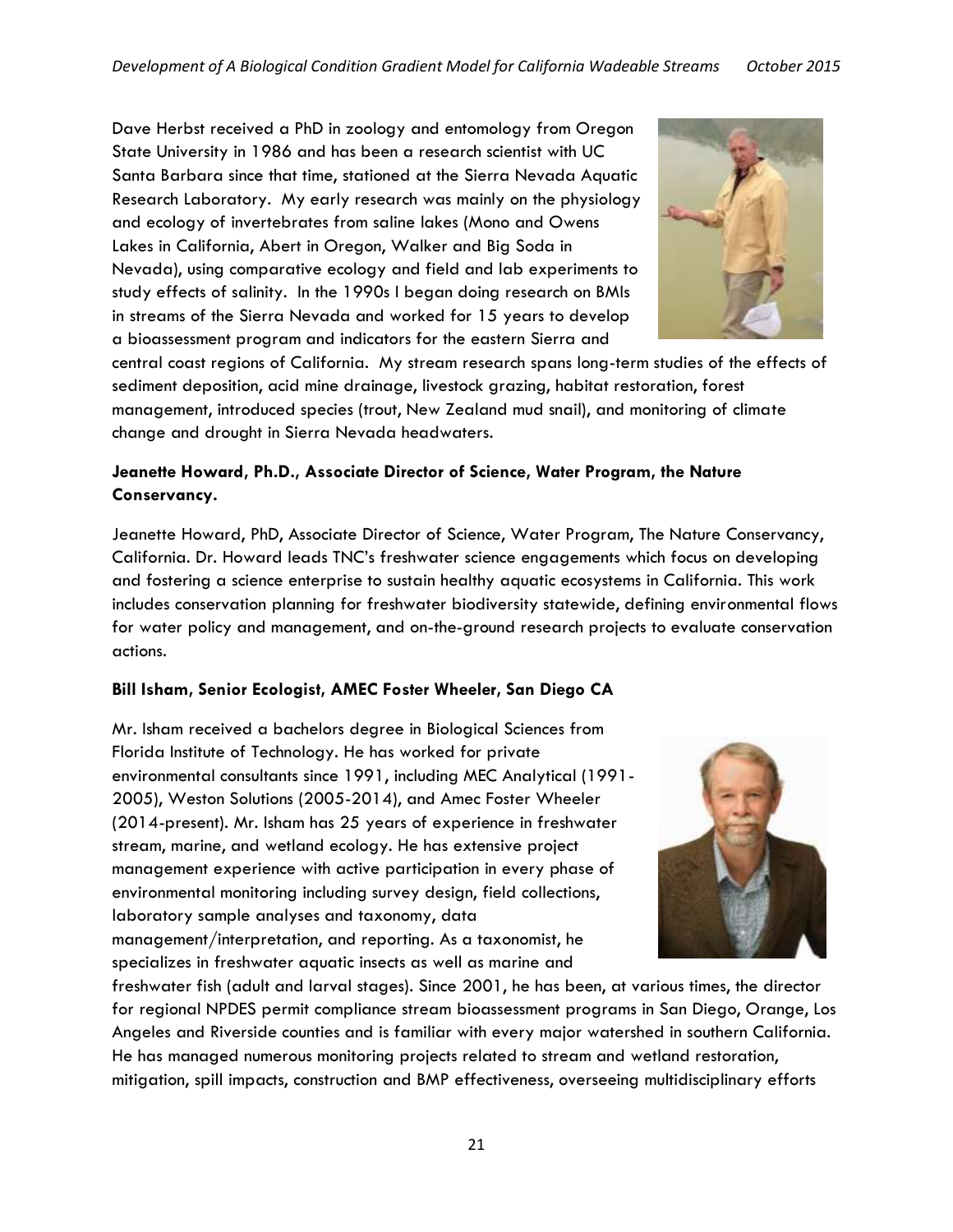Dave Herbst received a PhD in zoology and entomology from Oregon State University in 1986 and has been a research scientist with UC Santa Barbara since that time, stationed at the Sierra Nevada Aquatic Research Laboratory. My early research was mainly on the physiology and ecology of invertebrates from saline lakes (Mono and Owens Lakes in California, Abert in Oregon, Walker and Big Soda in Nevada), using comparative ecology and field and lab experiments to study effects of salinity. In the 1990s I began doing research on BMIs in streams of the Sierra Nevada and worked for 15 years to develop a bioassessment program and indicators for the eastern Sierra and central coast regions of California. My stream research spans long-term studies of the effects of sediment deposition, acid mine drainage, livestock grazing, habitat restoration, forest management, introduced species (trout, New Zealand mud snail), and monitoring of climate change and drought in Sierra Nevada headwaters.

**Jeanette Howard, Ph.D., Associate Director of Science, Water Program, the Nature Conservancy.**

Jeanette Howard, PhD, Associate Director of Science, Water Program, The Nature Conservancy, California. Dr. Howard leads TNC's freshwater science engagements which focus on developing and fostering a science enterprise to sustain healthy aquatic ecosystems in California. This work includes conservation planning for freshwater biodiversity statewide, defining environmental flows for water policy and management, and on-the-ground research projects to evaluate conservation actions.

**Bill Isham, Senior Ecologist, AMEC Foster Wheeler, San Diego CA**

Mr. Isham received a bachelors degree in Biological Sciences from Florida Institute of Technology. He has worked for private environmental consultants since 1991, including MEC Analytical (1991-2005), Weston Solutions (2005-2014), and Amec Foster Wheeler (2014-present). Mr. Isham has 25 years of experience in freshwater stream, marine, and wetland ecology. He has extensive project management experience with active participation in every phase of environmental monitoring including survey design, field collections, laboratory sample analyses and taxonomy, data management/interpretation, and reporting. As a taxonomist, he specializes in freshwater aquatic insects as well as marine and freshwater fish (adult and larval stages). Since 2001, he has been, at various times, the director for regional NPDES permit compliance stream bioassessment programs in San Diego, Orange, Los Angeles and Riverside counties and is familiar with every major watershed in southern California. He has managed numerous monitoring projects related to stream and wetland restoration, mitigation, spill impacts, construction and BMP effectiveness, overseeing multidisciplinary efforts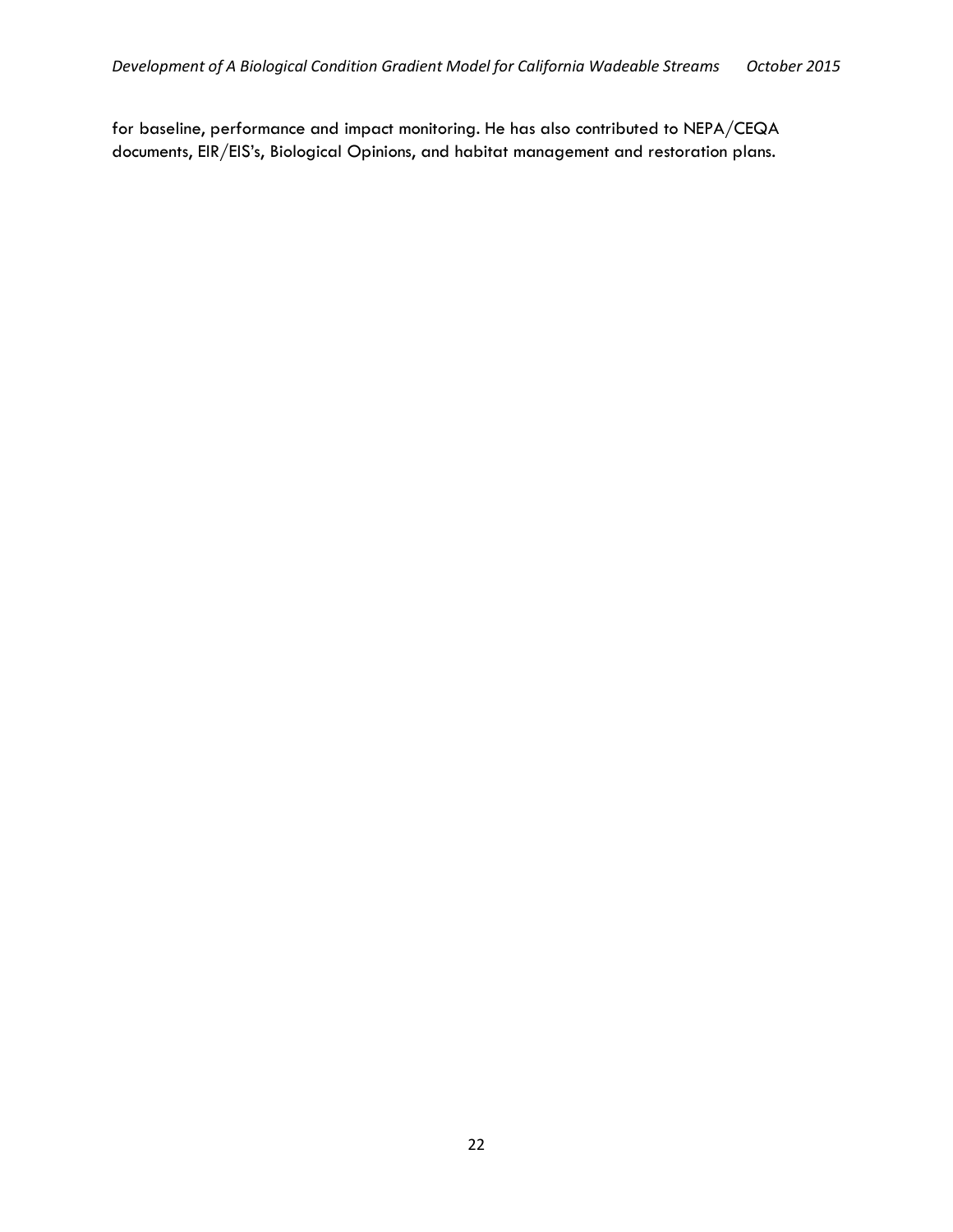for baseline, performance and impact monitoring. He has also contributed to NEPA/CEQA documents, EIR/EIS's, Biological Opinions, and habitat management and restoration plans.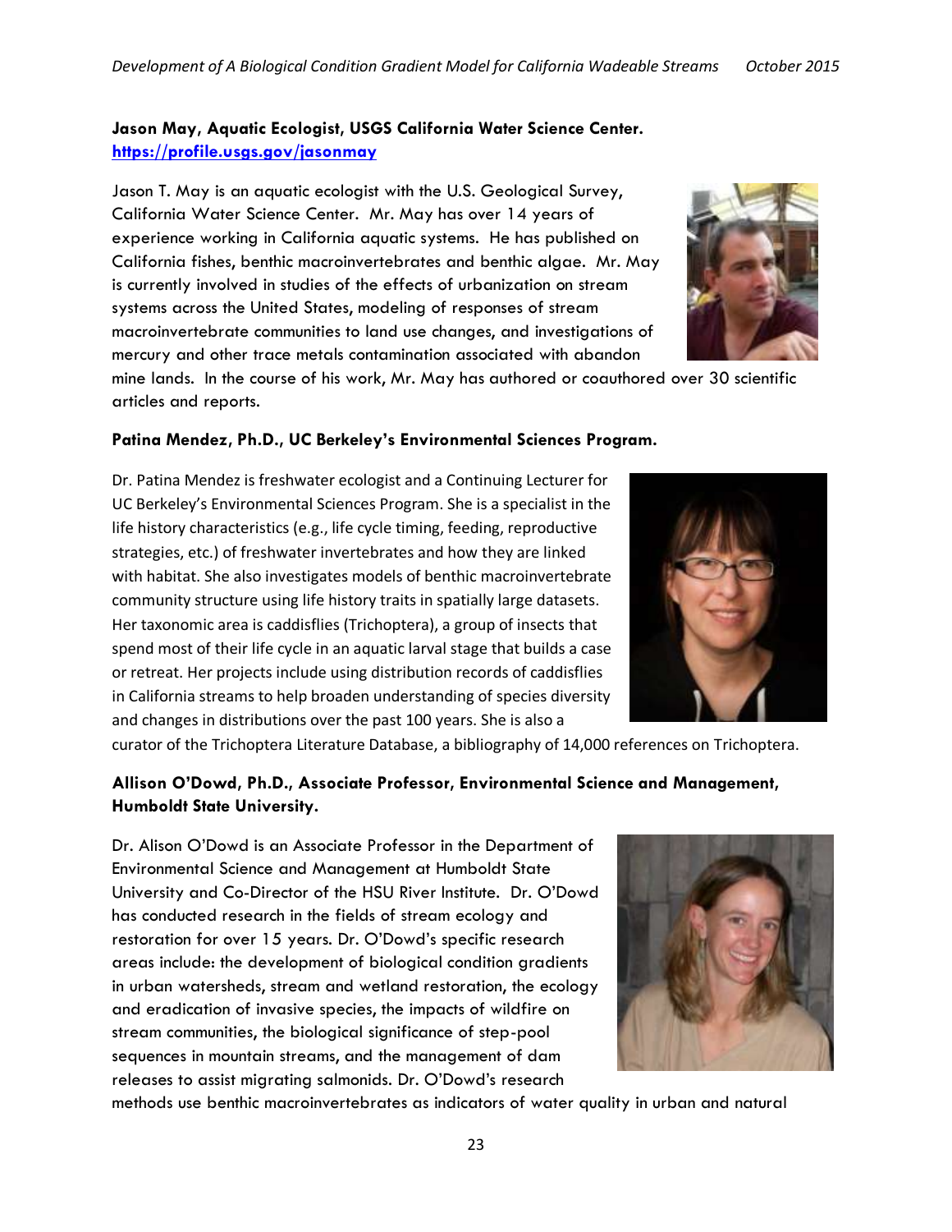**Jason May, Aquatic Ecologist, USGS California Water Science Center.**
**https://profile.usgs.gov/jasonmay**

Jason T. May is an aquatic ecologist with the U.S. Geological Survey, California Water Science Center. Mr. May has over 14 years of experience working in California aquatic systems. He has published on California fishes, benthic macroinvertebrates and benthic algae. Mr. May is currently involved in studies of the effects of urbanization on stream systems across the United States, modeling of responses of stream macroinvertebrate communities to land use changes, and investigations of mercury and other trace metals contamination associated with abandon mine lands. In the course of his work, Mr. May has authored or coauthored over 30 scientific articles and reports.

**Patina Mendez, Ph.D., UC Berkeley's Environmental Sciences Program.**

Dr. Patina Mendez is freshwater ecologist and a Continuing Lecturer for UC Berkeley's Environmental Sciences Program. She is a specialist in the life history characteristics (e.g., life cycle timing, feeding, reproductive strategies, etc.) of freshwater invertebrates and how they are linked with habitat. She also investigates models of benthic macroinvertebrate community structure using life history traits in spatially large datasets. Her taxonomic area is caddisflies (Trichoptera), a group of insects that spend most of their life cycle in an aquatic larval stage that builds a case or retreat. Her projects include using distribution records of caddisflies in California streams to help broaden understanding of species diversity and changes in distributions over the past 100 years. She is also a curator of the Trichoptera Literature Database, a bibliography of 14,000 references on Trichoptera.

**Allison O'Dowd, Ph.D., Associate Professor, Environmental Science and Management, Humboldt State University.**

Dr. Alison O'Dowd is an Associate Professor in the Department of Environmental Science and Management at Humboldt State University and Co-Director of the HSU River Institute. Dr. O'Dowd has conducted research in the fields of stream ecology and restoration for over 15 years. Dr. O'Dowd's specific research areas include: the development of biological condition gradients in urban watersheds, stream and wetland restoration, the ecology and eradication of invasive species, the impacts of wildfire on stream communities, the biological significance of step-pool sequences in mountain streams, and the management of dam releases to assist migrating salmonids. Dr. O'Dowd's research methods use benthic macroinvertebrates as indicators of water quality in urban and natural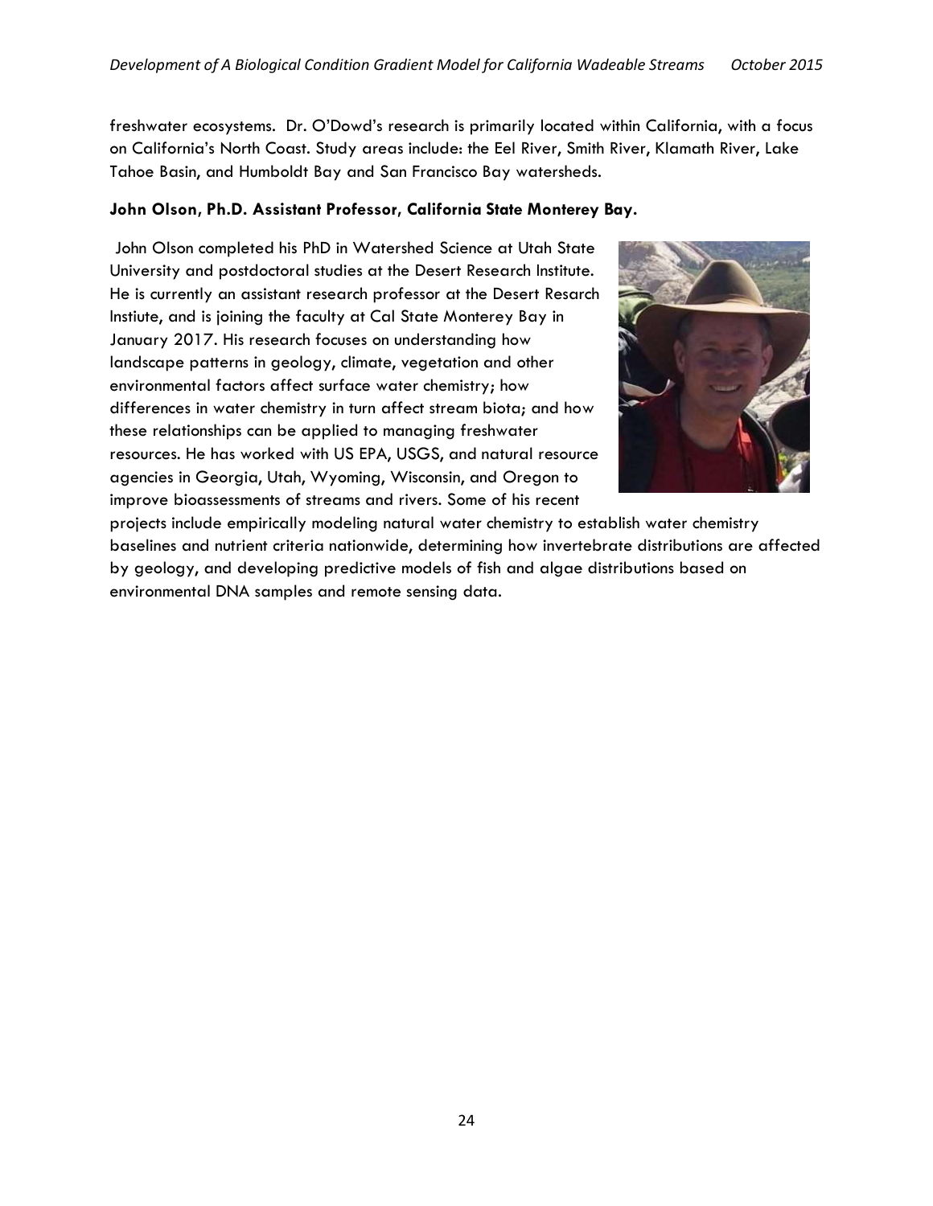freshwater ecosystems. Dr. O'Dowd's research is primarily located within California, with a focus on California's North Coast. Study areas include: the Eel River, Smith River, Klamath River, Lake Tahoe Basin, and Humboldt Bay and San Francisco Bay watersheds.

**John Olson, Ph.D. Assistant Professor, California State Monterey Bay.**

John Olson completed his PhD in Watershed Science at Utah State University and postdoctoral studies at the Desert Research Institute. He is currently an assistant research professor at the Desert Resarch Instiute, and is joining the faculty at Cal State Monterey Bay in January 2017. His research focuses on understanding how landscape patterns in geology, climate, vegetation and other environmental factors affect surface water chemistry; how differences in water chemistry in turn affect stream biota; and how these relationships can be applied to managing freshwater resources. He has worked with US EPA, USGS, and natural resource agencies in Georgia, Utah, Wyoming, Wisconsin, and Oregon to improve bioassessments of streams and rivers. Some of his recent projects include empirically modeling natural water chemistry to establish water chemistry baselines and nutrient criteria nationwide, determining how invertebrate distributions are affected by geology, and developing predictive models of fish and algae distributions based on environmental DNA samples and remote sensing data.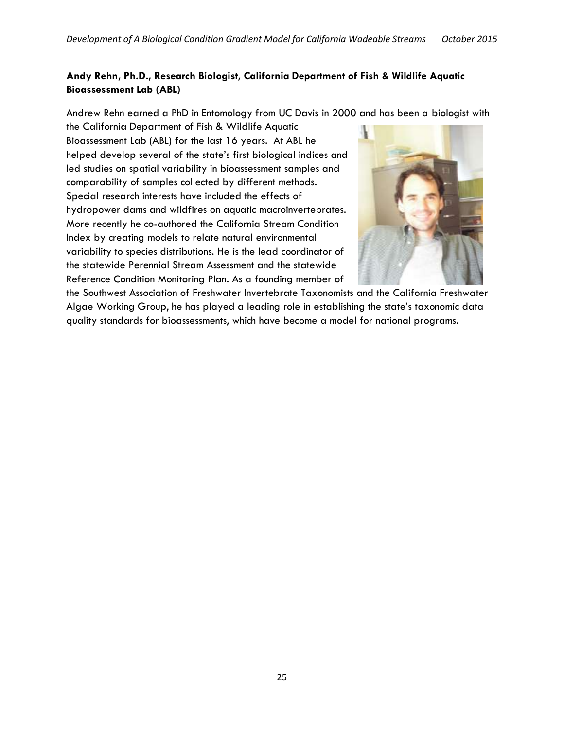**Andy Rehn, Ph.D., Research Biologist, California Department of Fish & Wildlife Aquatic Bioassessment Lab (ABL)**

Andrew Rehn earned a PhD in Entomology from UC Davis in 2000 and has been a biologist with the California Department of Fish & Wildlife Aquatic Bioassessment Lab (ABL) for the last 16 years. At ABL he helped develop several of the state's first biological indices and led studies on spatial variability in bioassessment samples and comparability of samples collected by different methods. Special research interests have included the effects of hydropower dams and wildfires on aquatic macroinvertebrates. More recently he co-authored the California Stream Condition Index by creating models to relate natural environmental variability to species distributions. He is the lead coordinator of the statewide Perennial Stream Assessment and the statewide Reference Condition Monitoring Plan. As a founding member of the Southwest Association of Freshwater Invertebrate Taxonomists and the California Freshwater Algae Working Group, he has played a leading role in establishing the state's taxonomic data quality standards for bioassessments, which have become a model for national programs.